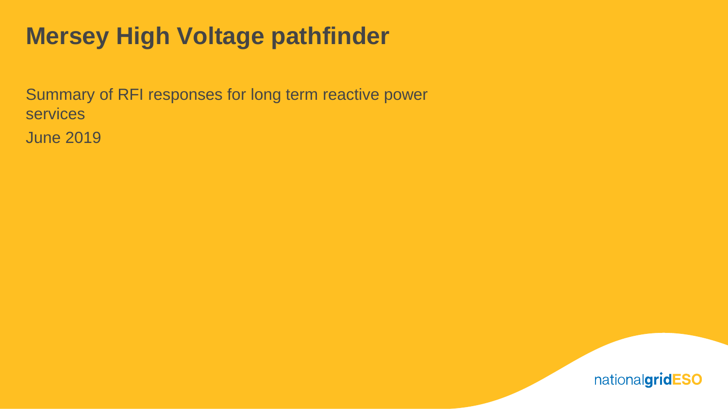# Mersey High Voltage pathfinder

Summary of RFI responses for long term reactive power services

June 2019

nationalgridESO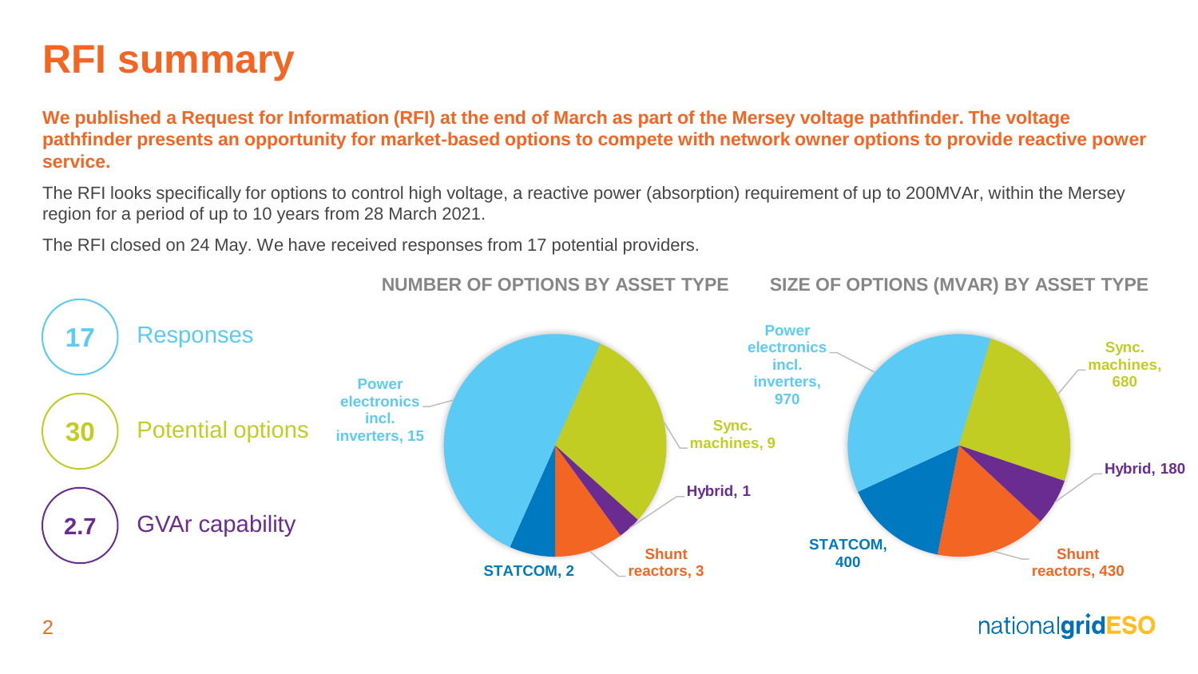# RFI summary

**We published a Request for Information (RFI) at the end of March as part of the Mersey voltage pathfinder. The voltage pathfinder presents an opportunity for market-based options to compete with network owner options to provide reactive power service.**

The RFI looks specifically for options to control high voltage, a reactive power (absorption) requirement of up to 200MVAr, within the Mersey region for a period of up to 10 years from 28 March 2021.

The RFI closed on 24 May. We have received responses from 17 potential providers.

- **17** Responses
- **30** Potential options
- **2.7** GVAr capability

**NUMBER OF OPTIONS BY ASSET TYPE**

| Asset type | Number of options |
| --- | --- |
| Power electronics incl. inverters | 15 |
| Sync. machines | 9 |
| Hybrid | 1 |
| Shunt reactors | 3 |
| STATCOM | 2 |

**SIZE OF OPTIONS (MVAR) BY ASSET TYPE**

| Asset type | Size (MVAr) |
| --- | --- |
| Power electronics incl. inverters | 970 |
| Sync. machines | 680 |
| Hybrid | 180 |
| Shunt reactors | 430 |
| STATCOM | 400 |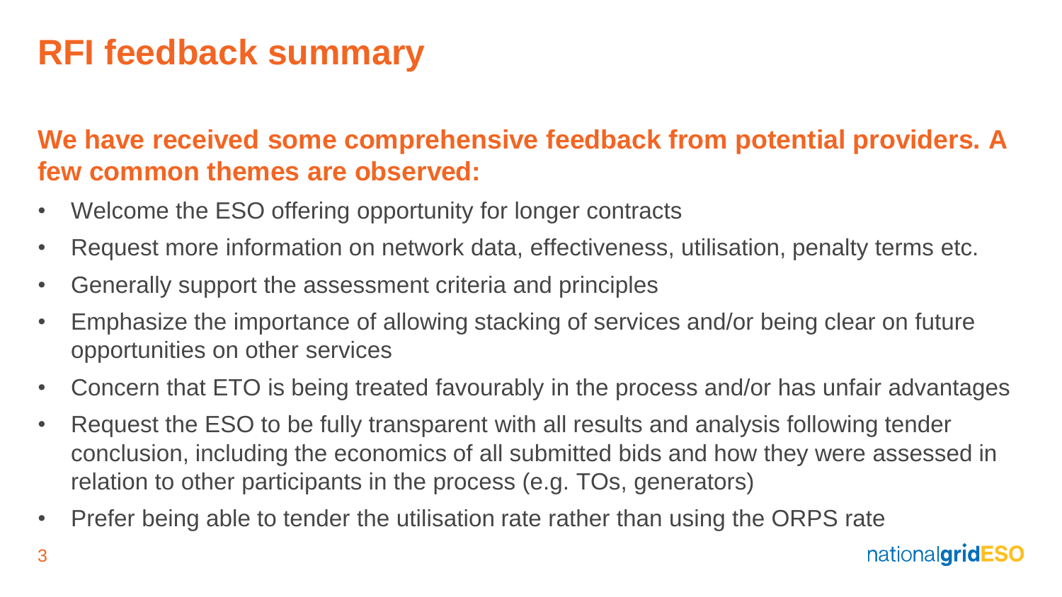# RFI feedback summary

**We have received some comprehensive feedback from potential providers. A few common themes are observed:**

- Welcome the ESO offering opportunity for longer contracts
- Request more information on network data, effectiveness, utilisation, penalty terms etc.
- Generally support the assessment criteria and principles
- Emphasize the importance of allowing stacking of services and/or being clear on future opportunities on other services
- Concern that ETO is being treated favourably in the process and/or has unfair advantages
- Request the ESO to be fully transparent with all results and analysis following tender conclusion, including the economics of all submitted bids and how they were assessed in relation to other participants in the process (e.g. TOs, generators)
- Prefer being able to tender the utilisation rate rather than using the ORPS rate